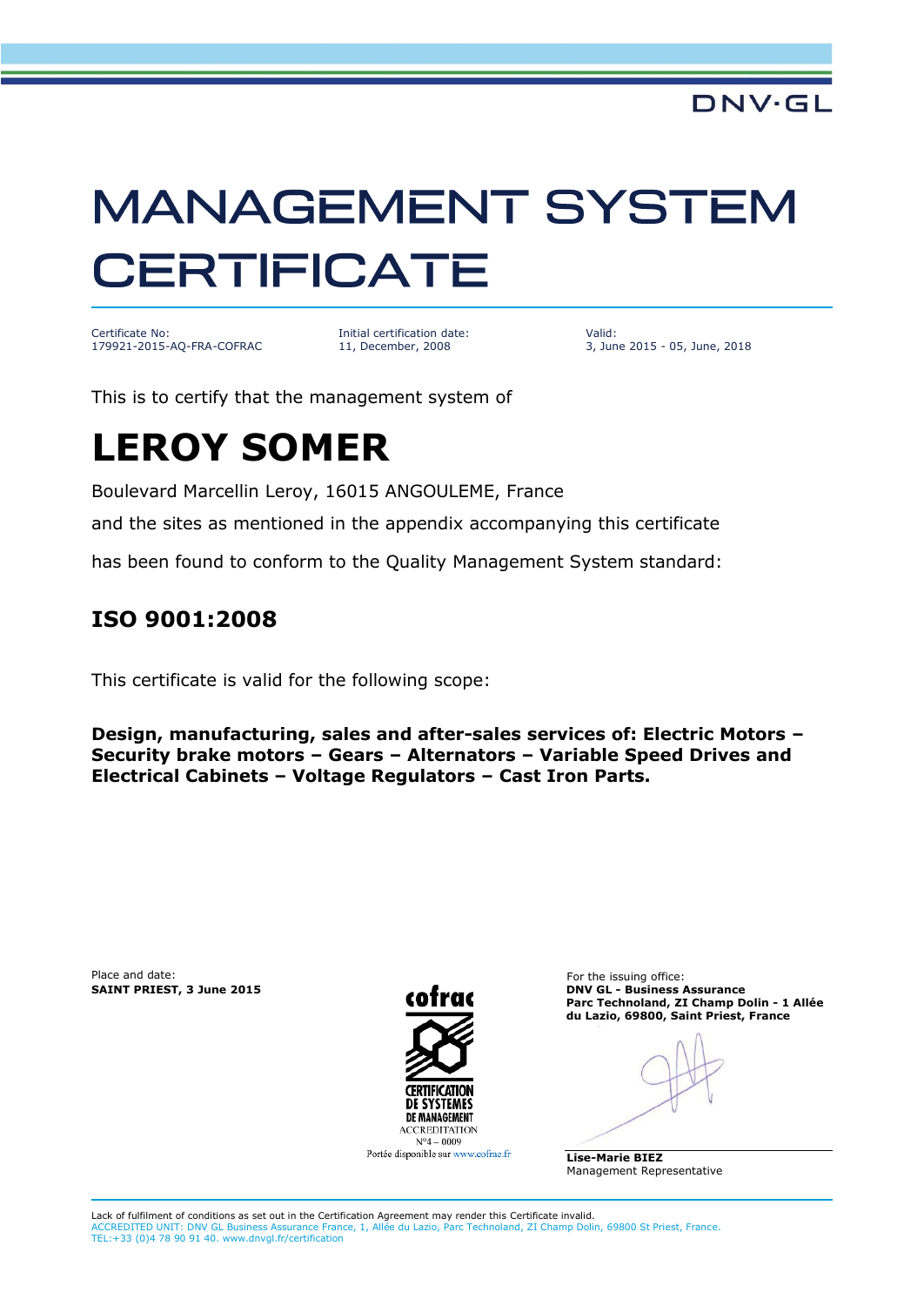DNV·GL

# MANAGEMENT SYSTEM CERTIFICATE

| Certificate No: | Initial certification date: | Valid: |
| --- | --- | --- |
| 179921-2015-AQ-FRA-COFRAC | 11, December, 2008 | 3, June 2015 - 05, June, 2018 |

This is to certify that the management system of

# LEROY SOMER

Boulevard Marcellin Leroy, 16015 ANGOULEME, France

and the sites as mentioned in the appendix accompanying this certificate

has been found to conform to the Quality Management System standard:

## ISO 9001:2008

This certificate is valid for the following scope:

**Design, manufacturing, sales and after-sales services of: Electric Motors – Security brake motors – Gears – Alternators – Variable Speed Drives and Electrical Cabinets – Voltage Regulators – Cast Iron Parts.**

Place and date:
**SAINT PRIEST, 3 June 2015**

cofrac
CERTIFICATION DE SYSTEMES DE MANAGEMENT
ACCREDITATION
N°4 – 0009
Portée disponible sur www.cofrac.fr

For the issuing office:
**DNV GL - Business Assurance**
**Parc Technoland, ZI Champ Dolin - 1 Allée du Lazio, 69800, Saint Priest, France**

**Lise-Marie BIEZ**
Management Representative

Lack of fulfilment of conditions as set out in the Certification Agreement may render this Certificate invalid.
ACCREDITED UNIT: DNV GL Business Assurance France, 1, Allée du Lazio, Parc Technoland, ZI Champ Dolin, 69800 St Priest, France.
TEL:+33 (0)4 78 90 91 40. www.dnvgl.fr/certification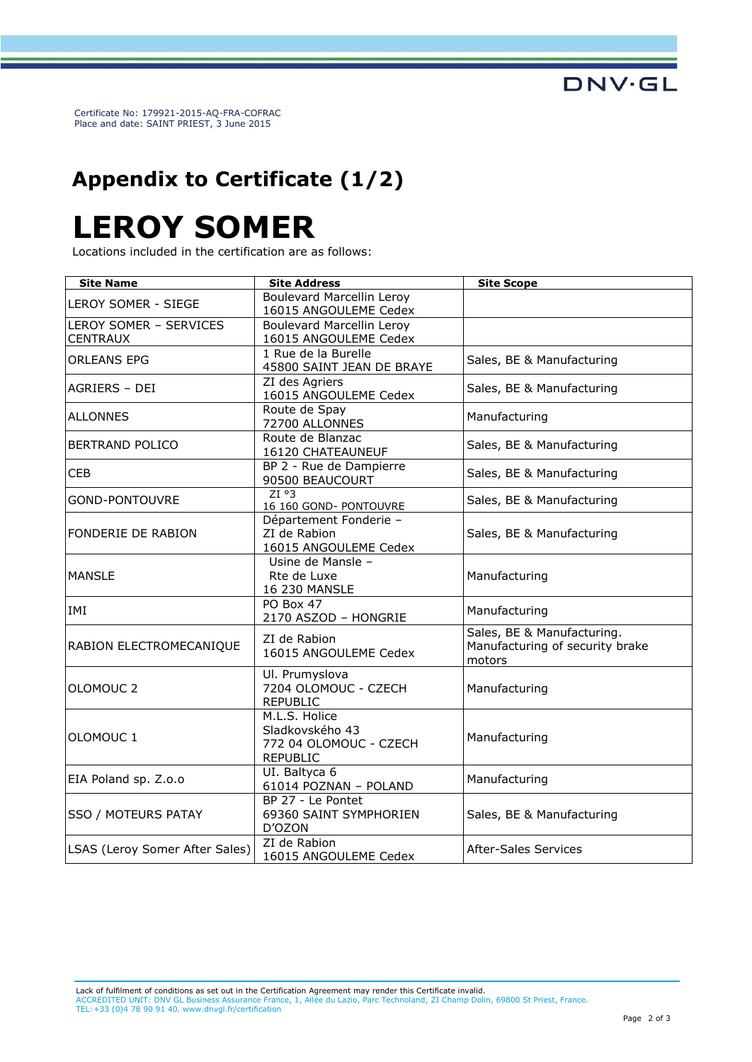Certificate No: 179921-2015-AQ-FRA-COFRAC
Place and date: SAINT PRIEST, 3 June 2015

## Appendix to Certificate (1/2)

# LEROY SOMER

Locations included in the certification are as follows:

| Site Name | Site Address | Site Scope |
|---|---|---|
| LEROY SOMER - SIEGE | Boulevard Marcellin Leroy<br>16015 ANGOULEME Cedex | |
| LEROY SOMER – SERVICES CENTRAUX | Boulevard Marcellin Leroy<br>16015 ANGOULEME Cedex | |
| ORLEANS EPG | 1 Rue de la Burelle<br>45800 SAINT JEAN DE BRAYE | Sales, BE & Manufacturing |
| AGRIERS – DEI | ZI des Agriers<br>16015 ANGOULEME Cedex | Sales, BE & Manufacturing |
| ALLONNES | Route de Spay<br>72700 ALLONNES | Manufacturing |
| BERTRAND POLICO | Route de Blanzac<br>16120 CHATEAUNEUF | Sales, BE & Manufacturing |
| CEB | BP 2 - Rue de Dampierre<br>90500 BEAUCOURT | Sales, BE & Manufacturing |
| GOND-PONTOUVRE | ZI °3<br>16 160 GOND- PONTOUVRE | Sales, BE & Manufacturing |
| FONDERIE DE RABION | Département Fonderie –<br>ZI de Rabion<br>16015 ANGOULEME Cedex | Sales, BE & Manufacturing |
| MANSLE | Usine de Mansle –<br>Rte de Luxe<br>16 230 MANSLE | Manufacturing |
| IMI | PO Box 47<br>2170 ASZOD – HONGRIE | Manufacturing |
| RABION ELECTROMECANIQUE | ZI de Rabion<br>16015 ANGOULEME Cedex | Sales, BE & Manufacturing.<br>Manufacturing of security brake motors |
| OLOMOUC 2 | Ul. Prumyslova<br>7204 OLOMOUC - CZECH REPUBLIC | Manufacturing |
| OLOMOUC 1 | M.L.S. Holice<br>Sladkovského 43<br>772 04 OLOMOUC - CZECH REPUBLIC | Manufacturing |
| EIA Poland sp. Z.o.o | UI. Baltyca 6<br>61014 POZNAN – POLAND | Manufacturing |
| SSO / MOTEURS PATAY | BP 27 - Le Pontet<br>69360 SAINT SYMPHORIEN D'OZON | Sales, BE & Manufacturing |
| LSAS (Leroy Somer After Sales) | ZI de Rabion<br>16015 ANGOULEME Cedex | After-Sales Services |

Lack of fulfilment of conditions as set out in the Certification Agreement may render this Certificate invalid.
ACCREDITED UNIT: DNV GL Business Assurance France, 1, Allée du Lazio, Parc Technoland, ZI Champ Dolin, 69800 St Priest, France.
TEL:+33 (0)4 78 90 91 40. www.dnvgl.fr/certification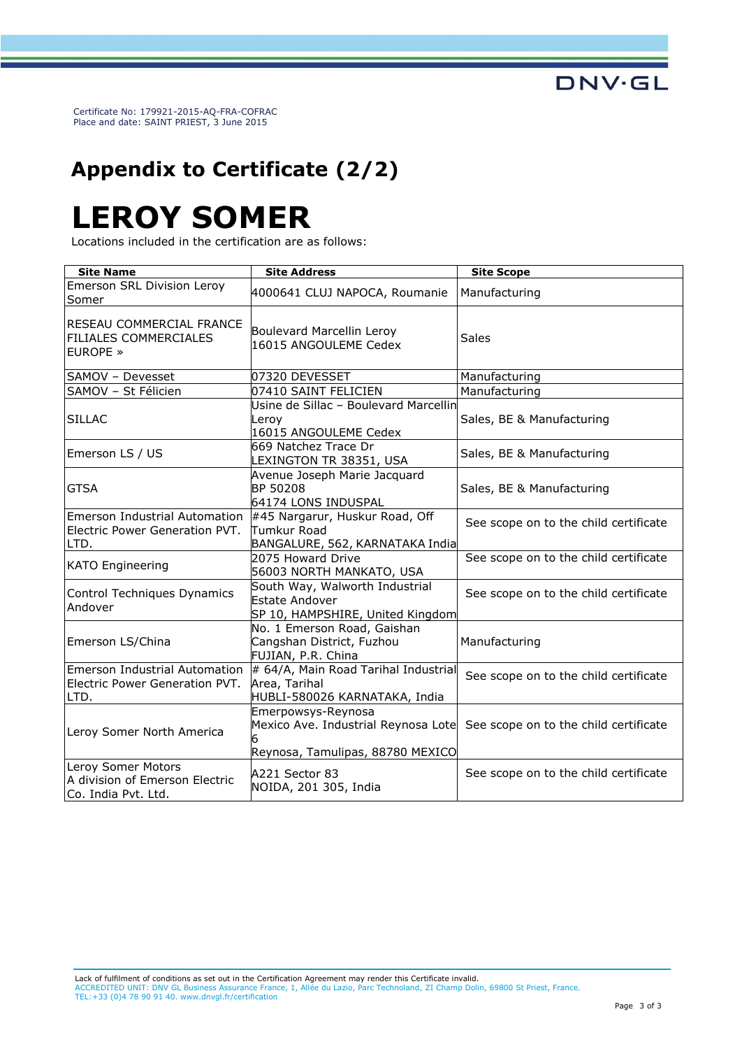Certificate No: 179921-2015-AQ-FRA-COFRAC
Place and date: SAINT PRIEST, 3 June 2015

## Appendix to Certificate (2/2)

# LEROY SOMER

Locations included in the certification are as follows:

| Site Name | Site Address | Site Scope |
|---|---|---|
| Emerson SRL Division Leroy Somer | 4000641 CLUJ NAPOCA, Roumanie | Manufacturing |
| RESEAU COMMERCIAL FRANCE FILIALES COMMERCIALES EUROPE » | Boulevard Marcellin Leroy 16015 ANGOULEME Cedex | Sales |
| SAMOV – Devesset | 07320 DEVESSET | Manufacturing |
| SAMOV – St Félicien | 07410 SAINT FELICIEN | Manufacturing |
| SILLAC | Usine de Sillac – Boulevard Marcellin Leroy 16015 ANGOULEME Cedex | Sales, BE & Manufacturing |
| Emerson LS / US | 669 Natchez Trace Dr LEXINGTON TR 38351, USA | Sales, BE & Manufacturing |
| GTSA | Avenue Joseph Marie Jacquard BP 50208 64174 LONS INDUSPAL | Sales, BE & Manufacturing |
| Emerson Industrial Automation Electric Power Generation PVT. LTD. | #45 Nargarur, Huskur Road, Off Tumkur Road BANGALURE, 562, KARNATAKA India | See scope on to the child certificate |
| KATO Engineering | 2075 Howard Drive 56003 NORTH MANKATO, USA | See scope on to the child certificate |
| Control Techniques Dynamics Andover | South Way, Walworth Industrial Estate Andover SP 10, HAMPSHIRE, United Kingdom | See scope on to the child certificate |
| Emerson LS/China | No. 1 Emerson Road, Gaishan Cangshan District, Fuzhou FUJIAN, P.R. China | Manufacturing |
| Emerson Industrial Automation Electric Power Generation PVT. LTD. | # 64/A, Main Road Tarihal Industrial Area, Tarihal HUBLI-580026 KARNATAKA, India | See scope on to the child certificate |
| Leroy Somer North America | Emerpowsys-Reynosa Mexico Ave. Industrial Reynosa Lote 6 Reynosa, Tamulipas, 88780 MEXICO | See scope on to the child certificate |
| Leroy Somer Motors A division of Emerson Electric Co. India Pvt. Ltd. | A221 Sector 83 NOIDA, 201 305, India | See scope on to the child certificate |

Lack of fulfilment of conditions as set out in the Certification Agreement may render this Certificate invalid.
ACCREDITED UNIT: DNV GL Business Assurance France, 1, Allée du Lazio, Parc Technoland, ZI Champ Dolin, 69800 St Priest, France.
TEL:+33 (0)4 78 90 91 40. www.dnvgl.fr/certification